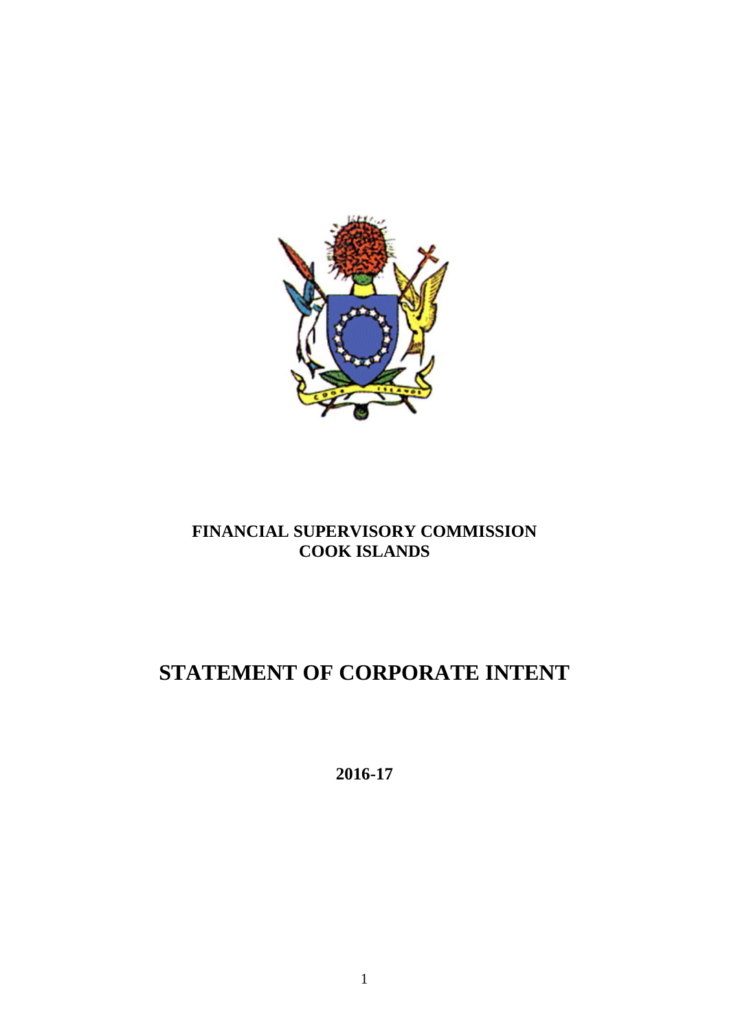**FINANCIAL SUPERVISORY COMMISSION**
**COOK ISLANDS**

# STATEMENT OF CORPORATE INTENT

**2016-17**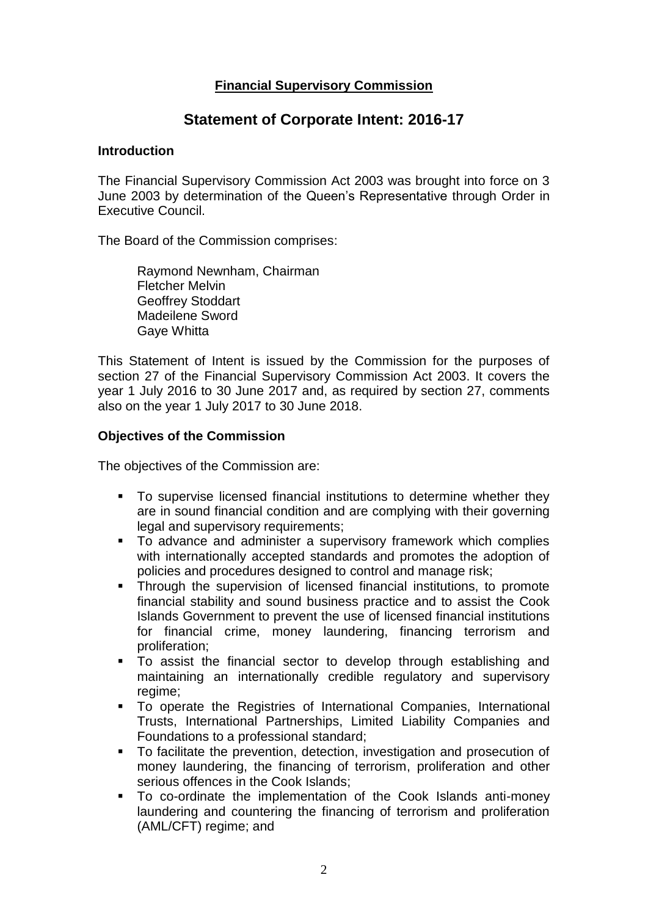**Financial Supervisory Commission**

# Statement of Corporate Intent: 2016-17

## Introduction

The Financial Supervisory Commission Act 2003 was brought into force on 3 June 2003 by determination of the Queen's Representative through Order in Executive Council.

The Board of the Commission comprises:

Raymond Newnham, Chairman
Fletcher Melvin
Geoffrey Stoddart
Madeilene Sword
Gaye Whitta

This Statement of Intent is issued by the Commission for the purposes of section 27 of the Financial Supervisory Commission Act 2003. It covers the year 1 July 2016 to 30 June 2017 and, as required by section 27, comments also on the year 1 July 2017 to 30 June 2018.

## Objectives of the Commission

The objectives of the Commission are:

- To supervise licensed financial institutions to determine whether they are in sound financial condition and are complying with their governing legal and supervisory requirements;
- To advance and administer a supervisory framework which complies with internationally accepted standards and promotes the adoption of policies and procedures designed to control and manage risk;
- Through the supervision of licensed financial institutions, to promote financial stability and sound business practice and to assist the Cook Islands Government to prevent the use of licensed financial institutions for financial crime, money laundering, financing terrorism and proliferation;
- To assist the financial sector to develop through establishing and maintaining an internationally credible regulatory and supervisory regime;
- To operate the Registries of International Companies, International Trusts, International Partnerships, Limited Liability Companies and Foundations to a professional standard;
- To facilitate the prevention, detection, investigation and prosecution of money laundering, the financing of terrorism, proliferation and other serious offences in the Cook Islands;
- To co-ordinate the implementation of the Cook Islands anti-money laundering and countering the financing of terrorism and proliferation (AML/CFT) regime; and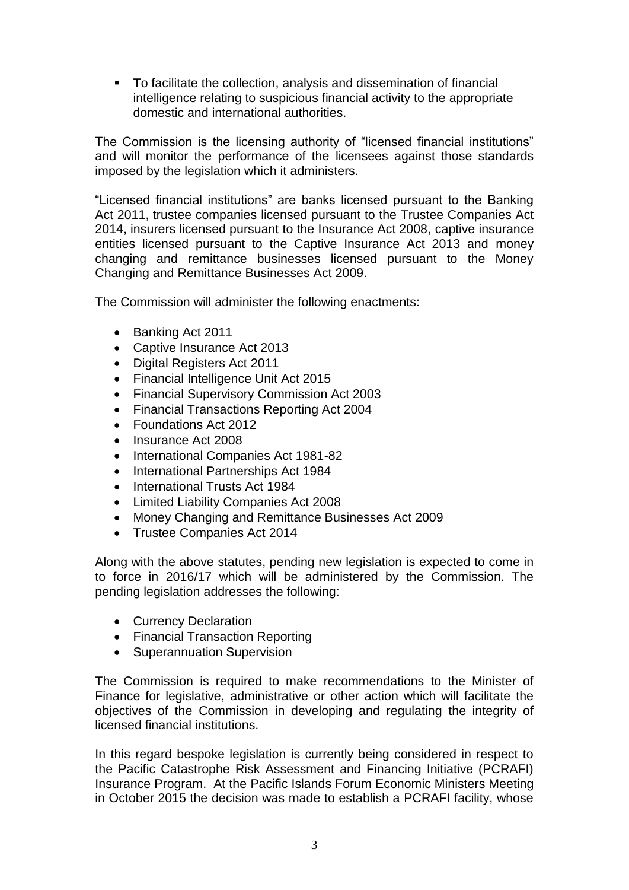- To facilitate the collection, analysis and dissemination of financial intelligence relating to suspicious financial activity to the appropriate domestic and international authorities.

The Commission is the licensing authority of "licensed financial institutions" and will monitor the performance of the licensees against those standards imposed by the legislation which it administers.

"Licensed financial institutions" are banks licensed pursuant to the Banking Act 2011, trustee companies licensed pursuant to the Trustee Companies Act 2014, insurers licensed pursuant to the Insurance Act 2008, captive insurance entities licensed pursuant to the Captive Insurance Act 2013 and money changing and remittance businesses licensed pursuant to the Money Changing and Remittance Businesses Act 2009.

The Commission will administer the following enactments:

- Banking Act 2011
- Captive Insurance Act 2013
- Digital Registers Act 2011
- Financial Intelligence Unit Act 2015
- Financial Supervisory Commission Act 2003
- Financial Transactions Reporting Act 2004
- Foundations Act 2012
- Insurance Act 2008
- International Companies Act 1981-82
- International Partnerships Act 1984
- International Trusts Act 1984
- Limited Liability Companies Act 2008
- Money Changing and Remittance Businesses Act 2009
- Trustee Companies Act 2014

Along with the above statutes, pending new legislation is expected to come in to force in 2016/17 which will be administered by the Commission. The pending legislation addresses the following:

- Currency Declaration
- Financial Transaction Reporting
- Superannuation Supervision

The Commission is required to make recommendations to the Minister of Finance for legislative, administrative or other action which will facilitate the objectives of the Commission in developing and regulating the integrity of licensed financial institutions.

In this regard bespoke legislation is currently being considered in respect to the Pacific Catastrophe Risk Assessment and Financing Initiative (PCRAFI) Insurance Program. At the Pacific Islands Forum Economic Ministers Meeting in October 2015 the decision was made to establish a PCRAFI facility, whose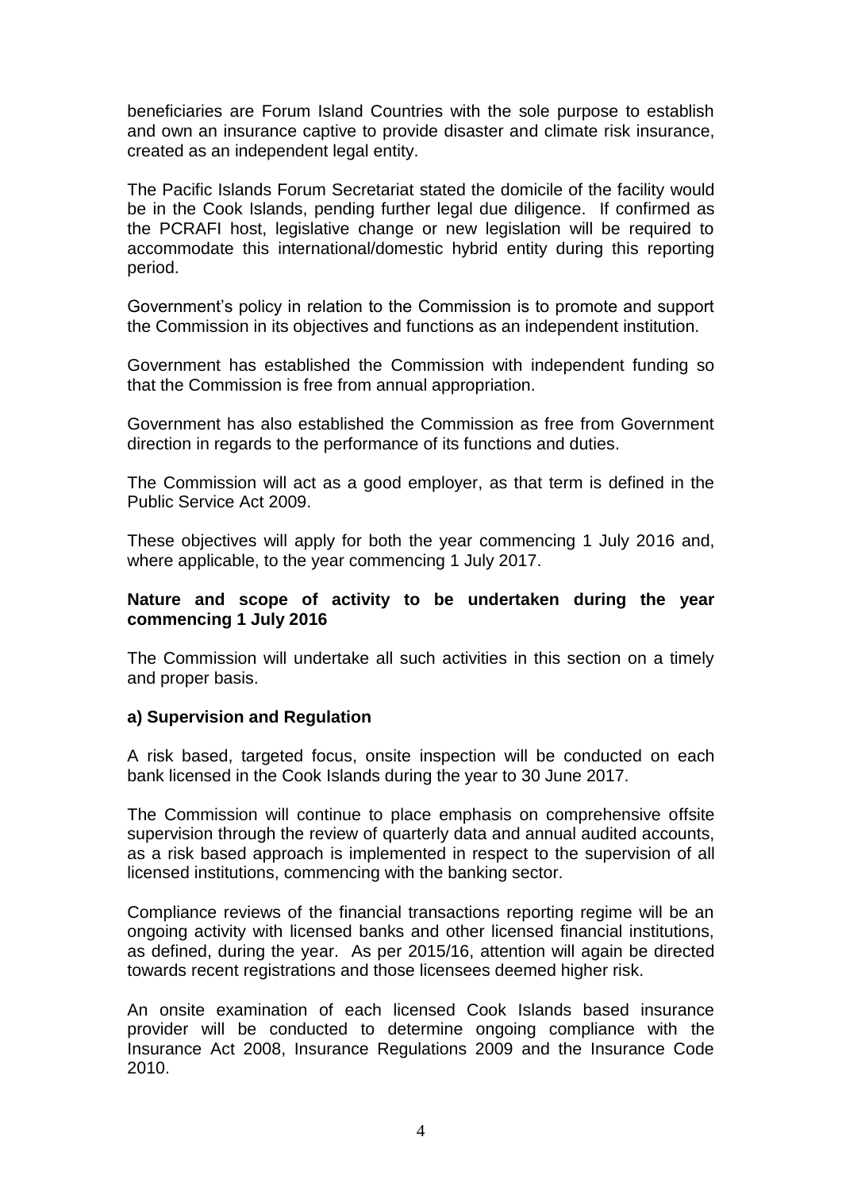beneficiaries are Forum Island Countries with the sole purpose to establish and own an insurance captive to provide disaster and climate risk insurance, created as an independent legal entity.

The Pacific Islands Forum Secretariat stated the domicile of the facility would be in the Cook Islands, pending further legal due diligence. If confirmed as the PCRAFI host, legislative change or new legislation will be required to accommodate this international/domestic hybrid entity during this reporting period.

Government's policy in relation to the Commission is to promote and support the Commission in its objectives and functions as an independent institution.

Government has established the Commission with independent funding so that the Commission is free from annual appropriation.

Government has also established the Commission as free from Government direction in regards to the performance of its functions and duties.

The Commission will act as a good employer, as that term is defined in the Public Service Act 2009.

These objectives will apply for both the year commencing 1 July 2016 and, where applicable, to the year commencing 1 July 2017.

**Nature and scope of activity to be undertaken during the year commencing 1 July 2016**

The Commission will undertake all such activities in this section on a timely and proper basis.

**a) Supervision and Regulation**

A risk based, targeted focus, onsite inspection will be conducted on each bank licensed in the Cook Islands during the year to 30 June 2017.

The Commission will continue to place emphasis on comprehensive offsite supervision through the review of quarterly data and annual audited accounts, as a risk based approach is implemented in respect to the supervision of all licensed institutions, commencing with the banking sector.

Compliance reviews of the financial transactions reporting regime will be an ongoing activity with licensed banks and other licensed financial institutions, as defined, during the year. As per 2015/16, attention will again be directed towards recent registrations and those licensees deemed higher risk.

An onsite examination of each licensed Cook Islands based insurance provider will be conducted to determine ongoing compliance with the Insurance Act 2008, Insurance Regulations 2009 and the Insurance Code 2010.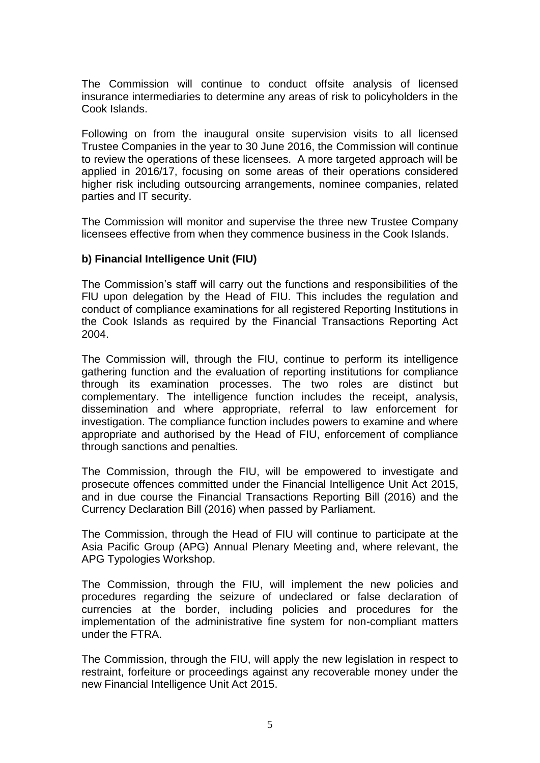The Commission will continue to conduct offsite analysis of licensed insurance intermediaries to determine any areas of risk to policyholders in the Cook Islands.

Following on from the inaugural onsite supervision visits to all licensed Trustee Companies in the year to 30 June 2016, the Commission will continue to review the operations of these licensees. A more targeted approach will be applied in 2016/17, focusing on some areas of their operations considered higher risk including outsourcing arrangements, nominee companies, related parties and IT security.

The Commission will monitor and supervise the three new Trustee Company licensees effective from when they commence business in the Cook Islands.

**b) Financial Intelligence Unit (FIU)**

The Commission's staff will carry out the functions and responsibilities of the FIU upon delegation by the Head of FIU. This includes the regulation and conduct of compliance examinations for all registered Reporting Institutions in the Cook Islands as required by the Financial Transactions Reporting Act 2004.

The Commission will, through the FIU, continue to perform its intelligence gathering function and the evaluation of reporting institutions for compliance through its examination processes. The two roles are distinct but complementary. The intelligence function includes the receipt, analysis, dissemination and where appropriate, referral to law enforcement for investigation. The compliance function includes powers to examine and where appropriate and authorised by the Head of FIU, enforcement of compliance through sanctions and penalties.

The Commission, through the FIU, will be empowered to investigate and prosecute offences committed under the Financial Intelligence Unit Act 2015, and in due course the Financial Transactions Reporting Bill (2016) and the Currency Declaration Bill (2016) when passed by Parliament.

The Commission, through the Head of FIU will continue to participate at the Asia Pacific Group (APG) Annual Plenary Meeting and, where relevant, the APG Typologies Workshop.

The Commission, through the FIU, will implement the new policies and procedures regarding the seizure of undeclared or false declaration of currencies at the border, including policies and procedures for the implementation of the administrative fine system for non-compliant matters under the FTRA.

The Commission, through the FIU, will apply the new legislation in respect to restraint, forfeiture or proceedings against any recoverable money under the new Financial Intelligence Unit Act 2015.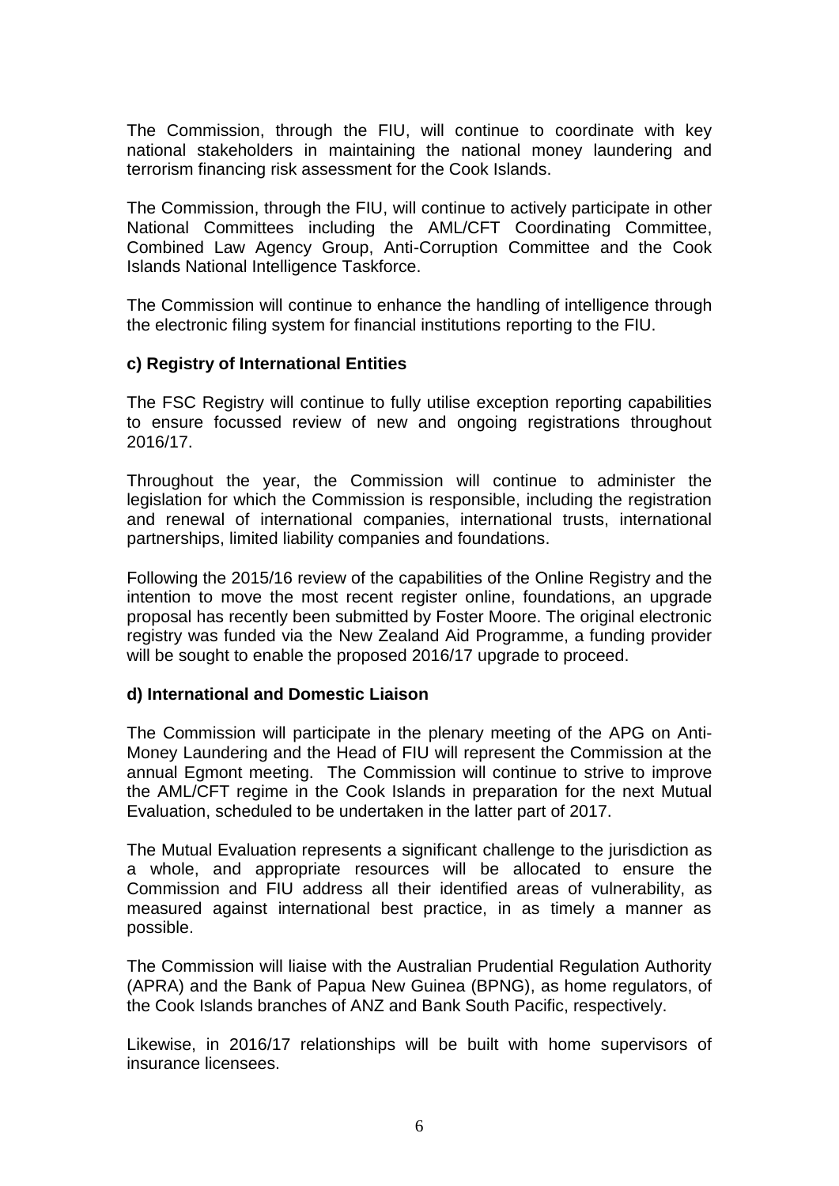The Commission, through the FIU, will continue to coordinate with key national stakeholders in maintaining the national money laundering and terrorism financing risk assessment for the Cook Islands.

The Commission, through the FIU, will continue to actively participate in other National Committees including the AML/CFT Coordinating Committee, Combined Law Agency Group, Anti-Corruption Committee and the Cook Islands National Intelligence Taskforce.

The Commission will continue to enhance the handling of intelligence through the electronic filing system for financial institutions reporting to the FIU.

**c) Registry of International Entities**

The FSC Registry will continue to fully utilise exception reporting capabilities to ensure focussed review of new and ongoing registrations throughout 2016/17.

Throughout the year, the Commission will continue to administer the legislation for which the Commission is responsible, including the registration and renewal of international companies, international trusts, international partnerships, limited liability companies and foundations.

Following the 2015/16 review of the capabilities of the Online Registry and the intention to move the most recent register online, foundations, an upgrade proposal has recently been submitted by Foster Moore. The original electronic registry was funded via the New Zealand Aid Programme, a funding provider will be sought to enable the proposed 2016/17 upgrade to proceed.

**d) International and Domestic Liaison**

The Commission will participate in the plenary meeting of the APG on Anti-Money Laundering and the Head of FIU will represent the Commission at the annual Egmont meeting. The Commission will continue to strive to improve the AML/CFT regime in the Cook Islands in preparation for the next Mutual Evaluation, scheduled to be undertaken in the latter part of 2017.

The Mutual Evaluation represents a significant challenge to the jurisdiction as a whole, and appropriate resources will be allocated to ensure the Commission and FIU address all their identified areas of vulnerability, as measured against international best practice, in as timely a manner as possible.

The Commission will liaise with the Australian Prudential Regulation Authority (APRA) and the Bank of Papua New Guinea (BPNG), as home regulators, of the Cook Islands branches of ANZ and Bank South Pacific, respectively.

Likewise, in 2016/17 relationships will be built with home supervisors of insurance licensees.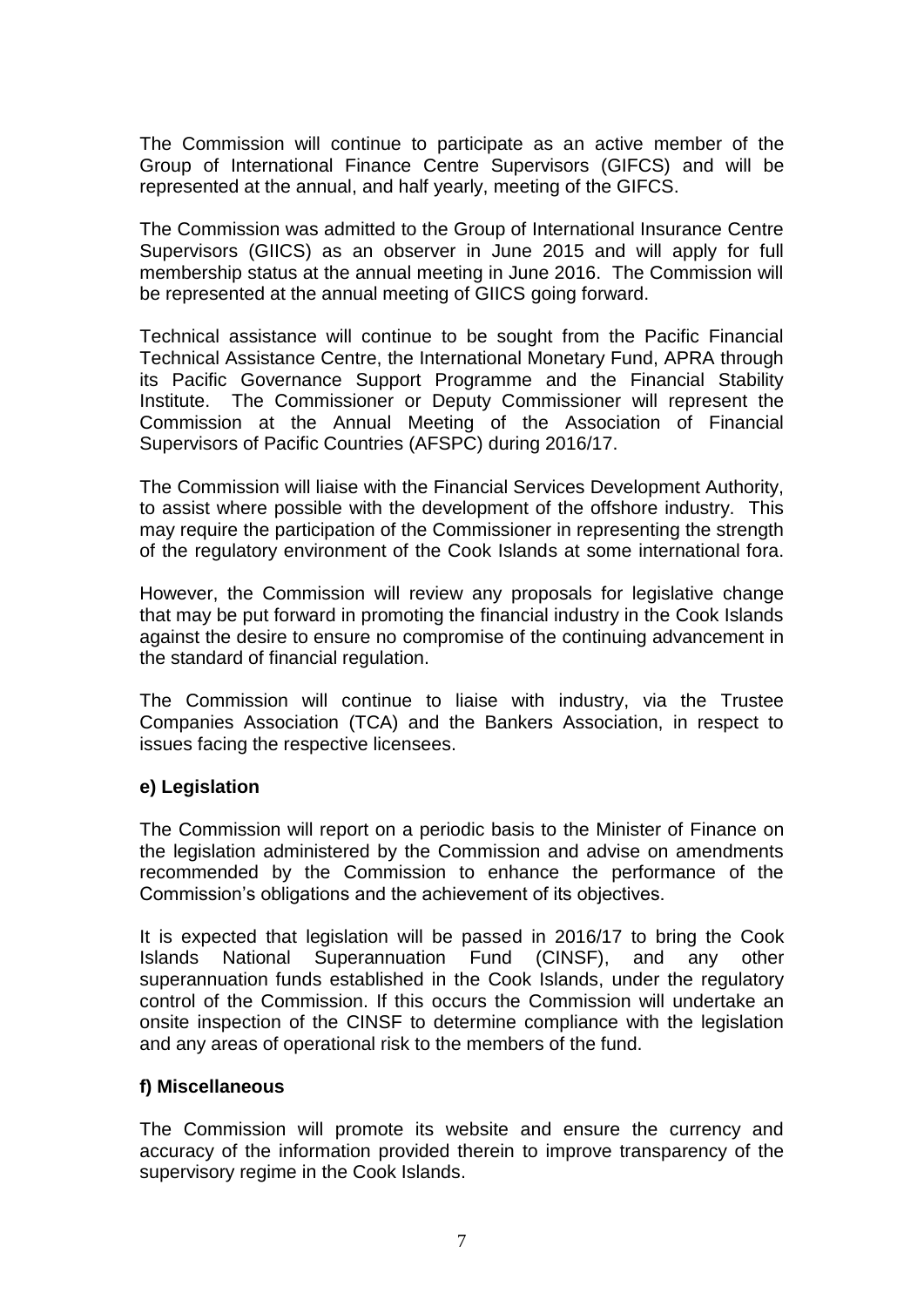The Commission will continue to participate as an active member of the Group of International Finance Centre Supervisors (GIFCS) and will be represented at the annual, and half yearly, meeting of the GIFCS.

The Commission was admitted to the Group of International Insurance Centre Supervisors (GIICS) as an observer in June 2015 and will apply for full membership status at the annual meeting in June 2016. The Commission will be represented at the annual meeting of GIICS going forward.

Technical assistance will continue to be sought from the Pacific Financial Technical Assistance Centre, the International Monetary Fund, APRA through its Pacific Governance Support Programme and the Financial Stability Institute. The Commissioner or Deputy Commissioner will represent the Commission at the Annual Meeting of the Association of Financial Supervisors of Pacific Countries (AFSPC) during 2016/17.

The Commission will liaise with the Financial Services Development Authority, to assist where possible with the development of the offshore industry. This may require the participation of the Commissioner in representing the strength of the regulatory environment of the Cook Islands at some international fora.

However, the Commission will review any proposals for legislative change that may be put forward in promoting the financial industry in the Cook Islands against the desire to ensure no compromise of the continuing advancement in the standard of financial regulation.

The Commission will continue to liaise with industry, via the Trustee Companies Association (TCA) and the Bankers Association, in respect to issues facing the respective licensees.

**e) Legislation**

The Commission will report on a periodic basis to the Minister of Finance on the legislation administered by the Commission and advise on amendments recommended by the Commission to enhance the performance of the Commission's obligations and the achievement of its objectives.

It is expected that legislation will be passed in 2016/17 to bring the Cook Islands National Superannuation Fund (CINSF), and any other superannuation funds established in the Cook Islands, under the regulatory control of the Commission. If this occurs the Commission will undertake an onsite inspection of the CINSF to determine compliance with the legislation and any areas of operational risk to the members of the fund.

**f) Miscellaneous**

The Commission will promote its website and ensure the currency and accuracy of the information provided therein to improve transparency of the supervisory regime in the Cook Islands.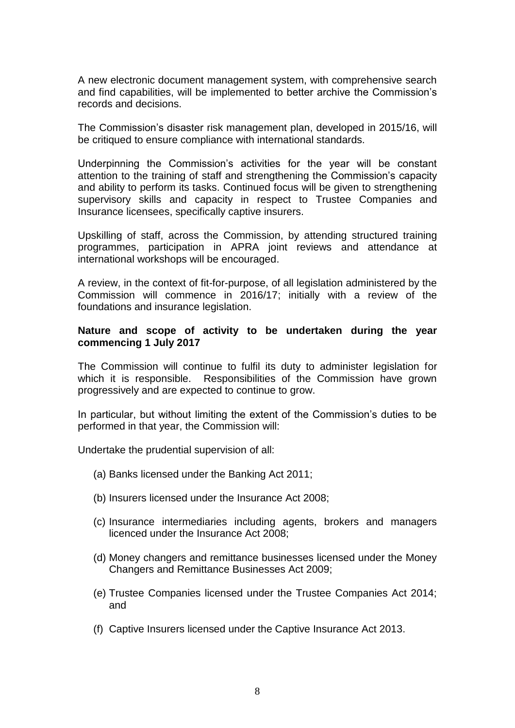A new electronic document management system, with comprehensive search and find capabilities, will be implemented to better archive the Commission's records and decisions.

The Commission's disaster risk management plan, developed in 2015/16, will be critiqued to ensure compliance with international standards.

Underpinning the Commission's activities for the year will be constant attention to the training of staff and strengthening the Commission's capacity and ability to perform its tasks. Continued focus will be given to strengthening supervisory skills and capacity in respect to Trustee Companies and Insurance licensees, specifically captive insurers.

Upskilling of staff, across the Commission, by attending structured training programmes, participation in APRA joint reviews and attendance at international workshops will be encouraged.

A review, in the context of fit-for-purpose, of all legislation administered by the Commission will commence in 2016/17; initially with a review of the foundations and insurance legislation.

**Nature and scope of activity to be undertaken during the year commencing 1 July 2017**

The Commission will continue to fulfil its duty to administer legislation for which it is responsible. Responsibilities of the Commission have grown progressively and are expected to continue to grow.

In particular, but without limiting the extent of the Commission's duties to be performed in that year, the Commission will:

Undertake the prudential supervision of all:

(a) Banks licensed under the Banking Act 2011;

(b) Insurers licensed under the Insurance Act 2008;

(c) Insurance intermediaries including agents, brokers and managers licenced under the Insurance Act 2008;

(d) Money changers and remittance businesses licensed under the Money Changers and Remittance Businesses Act 2009;

(e) Trustee Companies licensed under the Trustee Companies Act 2014; and

(f) Captive Insurers licensed under the Captive Insurance Act 2013.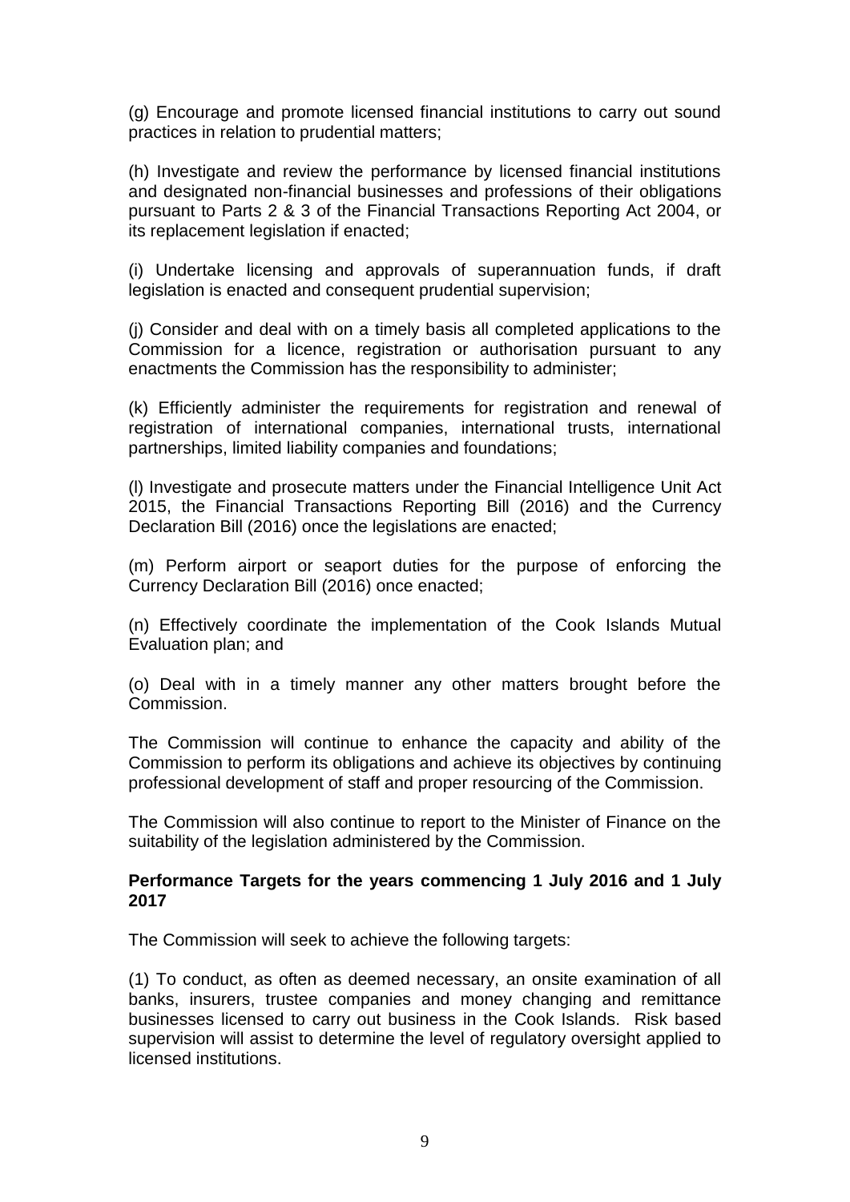(g) Encourage and promote licensed financial institutions to carry out sound practices in relation to prudential matters;

(h) Investigate and review the performance by licensed financial institutions and designated non-financial businesses and professions of their obligations pursuant to Parts 2 & 3 of the Financial Transactions Reporting Act 2004, or its replacement legislation if enacted;

(i) Undertake licensing and approvals of superannuation funds, if draft legislation is enacted and consequent prudential supervision;

(j) Consider and deal with on a timely basis all completed applications to the Commission for a licence, registration or authorisation pursuant to any enactments the Commission has the responsibility to administer;

(k) Efficiently administer the requirements for registration and renewal of registration of international companies, international trusts, international partnerships, limited liability companies and foundations;

(l) Investigate and prosecute matters under the Financial Intelligence Unit Act 2015, the Financial Transactions Reporting Bill (2016) and the Currency Declaration Bill (2016) once the legislations are enacted;

(m) Perform airport or seaport duties for the purpose of enforcing the Currency Declaration Bill (2016) once enacted;

(n) Effectively coordinate the implementation of the Cook Islands Mutual Evaluation plan; and

(o) Deal with in a timely manner any other matters brought before the Commission.

The Commission will continue to enhance the capacity and ability of the Commission to perform its obligations and achieve its objectives by continuing professional development of staff and proper resourcing of the Commission.

The Commission will also continue to report to the Minister of Finance on the suitability of the legislation administered by the Commission.

**Performance Targets for the years commencing 1 July 2016 and 1 July 2017**

The Commission will seek to achieve the following targets:

(1) To conduct, as often as deemed necessary, an onsite examination of all banks, insurers, trustee companies and money changing and remittance businesses licensed to carry out business in the Cook Islands. Risk based supervision will assist to determine the level of regulatory oversight applied to licensed institutions.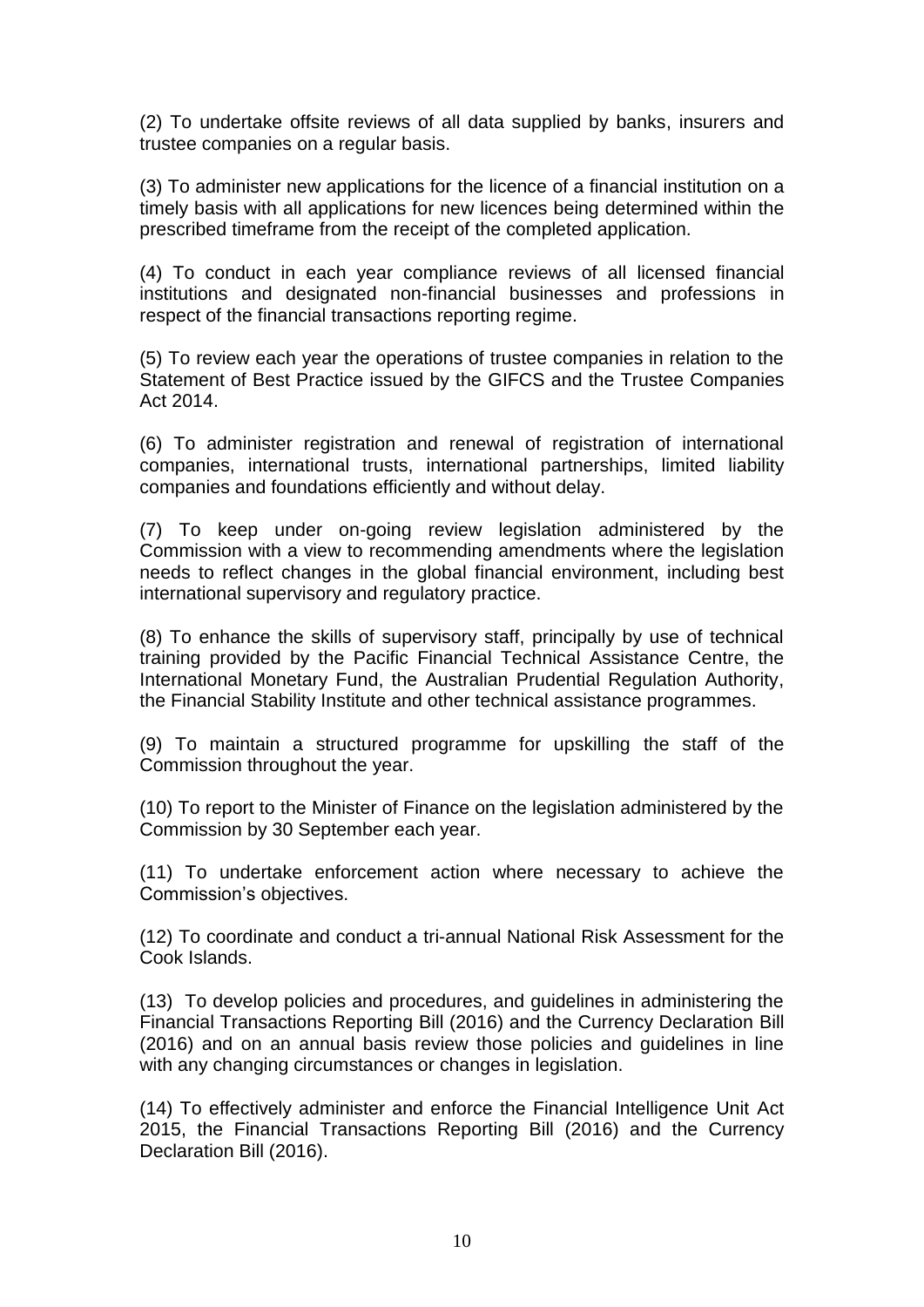(2) To undertake offsite reviews of all data supplied by banks, insurers and trustee companies on a regular basis.

(3) To administer new applications for the licence of a financial institution on a timely basis with all applications for new licences being determined within the prescribed timeframe from the receipt of the completed application.

(4) To conduct in each year compliance reviews of all licensed financial institutions and designated non-financial businesses and professions in respect of the financial transactions reporting regime.

(5) To review each year the operations of trustee companies in relation to the Statement of Best Practice issued by the GIFCS and the Trustee Companies Act 2014.

(6) To administer registration and renewal of registration of international companies, international trusts, international partnerships, limited liability companies and foundations efficiently and without delay.

(7) To keep under on-going review legislation administered by the Commission with a view to recommending amendments where the legislation needs to reflect changes in the global financial environment, including best international supervisory and regulatory practice.

(8) To enhance the skills of supervisory staff, principally by use of technical training provided by the Pacific Financial Technical Assistance Centre, the International Monetary Fund, the Australian Prudential Regulation Authority, the Financial Stability Institute and other technical assistance programmes.

(9) To maintain a structured programme for upskilling the staff of the Commission throughout the year.

(10) To report to the Minister of Finance on the legislation administered by the Commission by 30 September each year.

(11) To undertake enforcement action where necessary to achieve the Commission's objectives.

(12) To coordinate and conduct a tri-annual National Risk Assessment for the Cook Islands.

(13) To develop policies and procedures, and guidelines in administering the Financial Transactions Reporting Bill (2016) and the Currency Declaration Bill (2016) and on an annual basis review those policies and guidelines in line with any changing circumstances or changes in legislation.

(14) To effectively administer and enforce the Financial Intelligence Unit Act 2015, the Financial Transactions Reporting Bill (2016) and the Currency Declaration Bill (2016).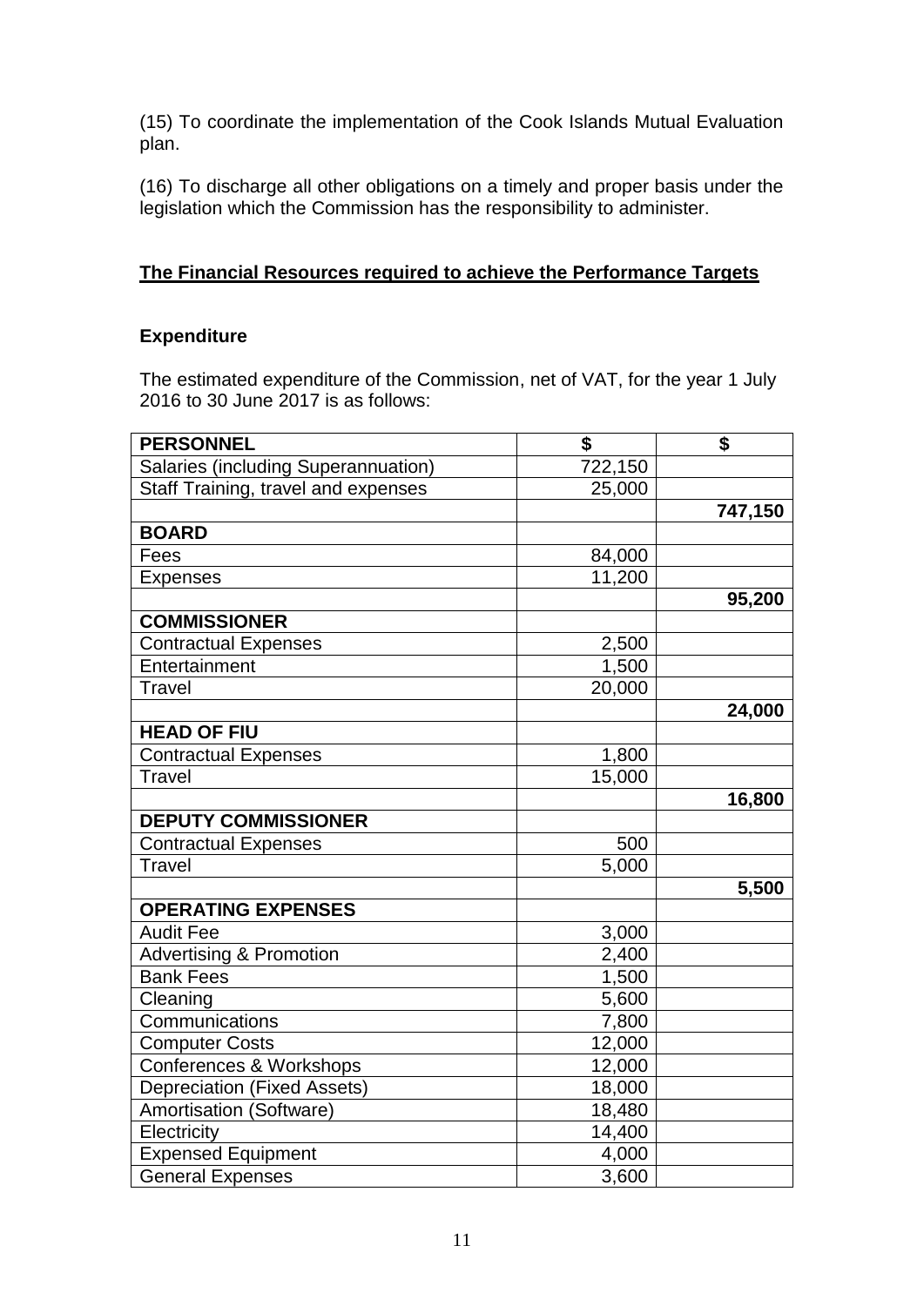(15) To coordinate the implementation of the Cook Islands Mutual Evaluation plan.

(16) To discharge all other obligations on a timely and proper basis under the legislation which the Commission has the responsibility to administer.

## The Financial Resources required to achieve the Performance Targets

### Expenditure

The estimated expenditure of the Commission, net of VAT, for the year 1 July 2016 to 30 June 2017 is as follows:

| **PERSONNEL** | **$** | **$** |
|---|---:|---:|
| Salaries (including Superannuation) | 722,150 | |
| Staff Training, travel and expenses | 25,000 | |
| | | **747,150** |
| **BOARD** | | |
| Fees | 84,000 | |
| Expenses | 11,200 | |
| | | **95,200** |
| **COMMISSIONER** | | |
| Contractual Expenses | 2,500 | |
| Entertainment | 1,500 | |
| Travel | 20,000 | |
| | | **24,000** |
| **HEAD OF FIU** | | |
| Contractual Expenses | 1,800 | |
| Travel | 15,000 | |
| | | **16,800** |
| **DEPUTY COMMISSIONER** | | |
| Contractual Expenses | 500 | |
| Travel | 5,000 | |
| | | **5,500** |
| **OPERATING EXPENSES** | | |
| Audit Fee | 3,000 | |
| Advertising & Promotion | 2,400 | |
| Bank Fees | 1,500 | |
| Cleaning | 5,600 | |
| Communications | 7,800 | |
| Computer Costs | 12,000 | |
| Conferences & Workshops | 12,000 | |
| Depreciation (Fixed Assets) | 18,000 | |
| Amortisation (Software) | 18,480 | |
| Electricity | 14,400 | |
| Expensed Equipment | 4,000 | |
| General Expenses | 3,600 | |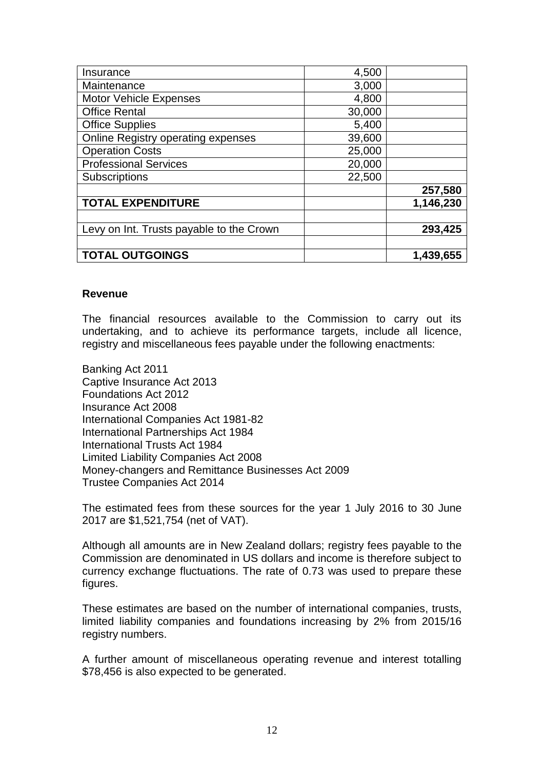| | | |
|---|---:|---:|
| Insurance | 4,500 | |
| Maintenance | 3,000 | |
| Motor Vehicle Expenses | 4,800 | |
| Office Rental | 30,000 | |
| Office Supplies | 5,400 | |
| Online Registry operating expenses | 39,600 | |
| Operation Costs | 25,000 | |
| Professional Services | 20,000 | |
| Subscriptions | 22,500 | |
| | | **257,580** |
| **TOTAL EXPENDITURE** | | **1,146,230** |
| | | |
| Levy on Int. Trusts payable to the Crown | | **293,425** |
| | | |
| **TOTAL OUTGOINGS** | | **1,439,655** |

**Revenue**

The financial resources available to the Commission to carry out its undertaking, and to achieve its performance targets, include all licence, registry and miscellaneous fees payable under the following enactments:

Banking Act 2011
Captive Insurance Act 2013
Foundations Act 2012
Insurance Act 2008
International Companies Act 1981-82
International Partnerships Act 1984
International Trusts Act 1984
Limited Liability Companies Act 2008
Money-changers and Remittance Businesses Act 2009
Trustee Companies Act 2014

The estimated fees from these sources for the year 1 July 2016 to 30 June 2017 are $1,521,754 (net of VAT).

Although all amounts are in New Zealand dollars; registry fees payable to the Commission are denominated in US dollars and income is therefore subject to currency exchange fluctuations. The rate of 0.73 was used to prepare these figures.

These estimates are based on the number of international companies, trusts, limited liability companies and foundations increasing by 2% from 2015/16 registry numbers.

A further amount of miscellaneous operating revenue and interest totalling $78,456 is also expected to be generated.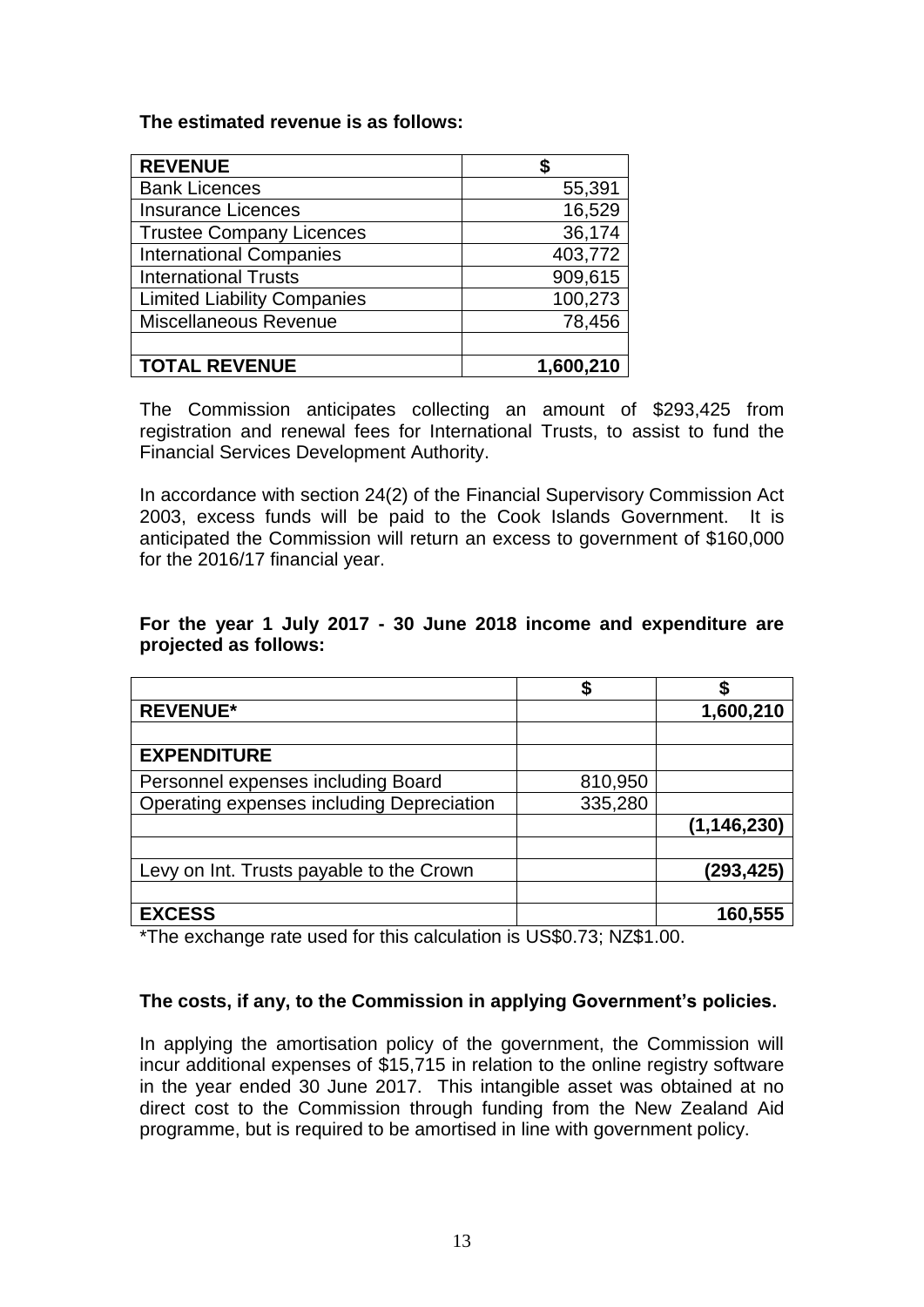**The estimated revenue is as follows:**

| REVENUE | $ |
|---|---:|
| Bank Licences | 55,391 |
| Insurance Licences | 16,529 |
| Trustee Company Licences | 36,174 |
| International Companies | 403,772 |
| International Trusts | 909,615 |
| Limited Liability Companies | 100,273 |
| Miscellaneous Revenue | 78,456 |
| | |
| **TOTAL REVENUE** | **1,600,210** |

The Commission anticipates collecting an amount of $293,425 from registration and renewal fees for International Trusts, to assist to fund the Financial Services Development Authority.

In accordance with section 24(2) of the Financial Supervisory Commission Act 2003, excess funds will be paid to the Cook Islands Government. It is anticipated the Commission will return an excess to government of $160,000 for the 2016/17 financial year.

**For the year 1 July 2017 - 30 June 2018 income and expenditure are projected as follows:**

| | $ | $ |
|---|---:|---:|
| **REVENUE*** | | **1,600,210** |
| | | |
| **EXPENDITURE** | | |
| Personnel expenses including Board | 810,950 | |
| Operating expenses including Depreciation | 335,280 | |
| | | **(1,146,230)** |
| | | |
| Levy on Int. Trusts payable to the Crown | | **(293,425)** |
| | | |
| **EXCESS** | | **160,555** |

*The exchange rate used for this calculation is US$0.73; NZ$1.00.

**The costs, if any, to the Commission in applying Government's policies.**

In applying the amortisation policy of the government, the Commission will incur additional expenses of $15,715 in relation to the online registry software in the year ended 30 June 2017. This intangible asset was obtained at no direct cost to the Commission through funding from the New Zealand Aid programme, but is required to be amortised in line with government policy.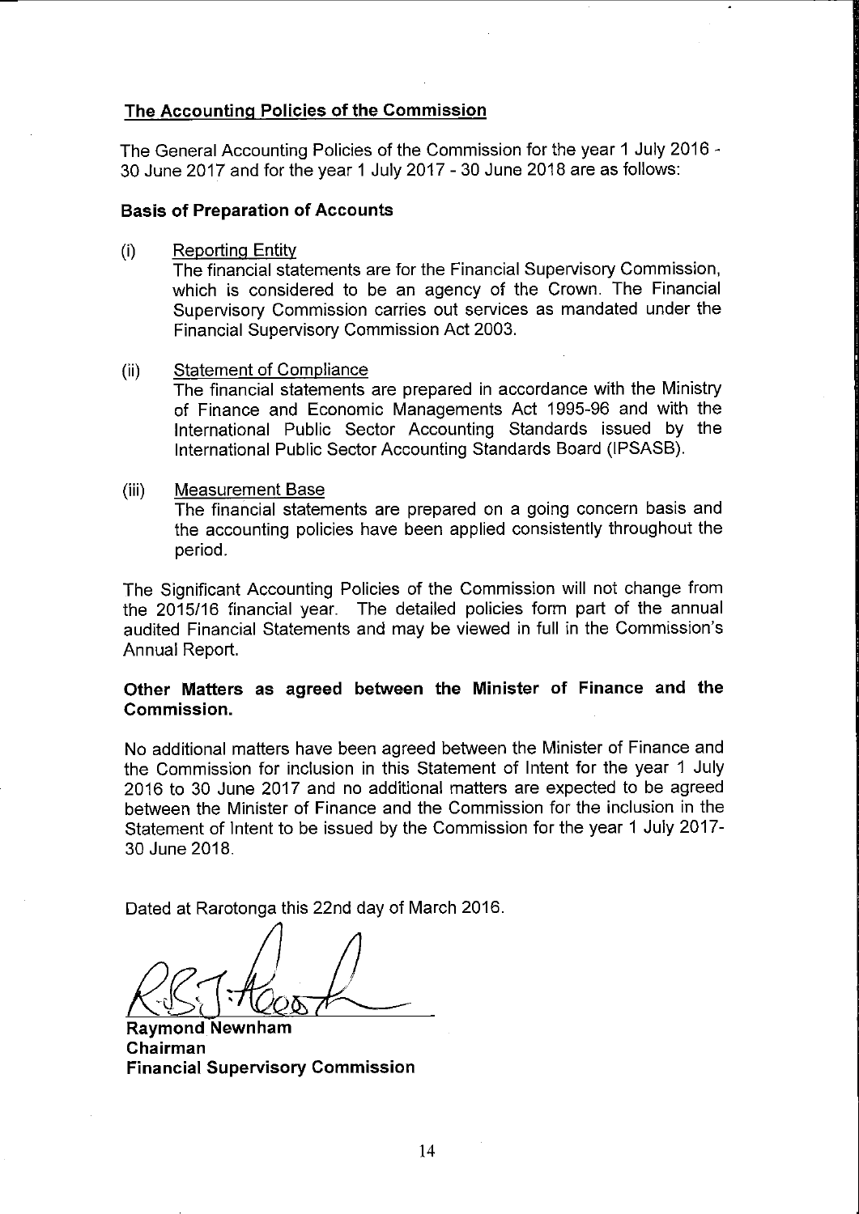## The Accounting Policies of the Commission

The General Accounting Policies of the Commission for the year 1 July 2016 - 30 June 2017 and for the year 1 July 2017 - 30 June 2018 are as follows:

### Basis of Preparation of Accounts

(i) Reporting Entity
The financial statements are for the Financial Supervisory Commission, which is considered to be an agency of the Crown. The Financial Supervisory Commission carries out services as mandated under the Financial Supervisory Commission Act 2003.

(ii) Statement of Compliance
The financial statements are prepared in accordance with the Ministry of Finance and Economic Managements Act 1995-96 and with the International Public Sector Accounting Standards issued by the International Public Sector Accounting Standards Board (IPSASB).

(iii) Measurement Base
The financial statements are prepared on a going concern basis and the accounting policies have been applied consistently throughout the period.

The Significant Accounting Policies of the Commission will not change from the 2015/16 financial year. The detailed policies form part of the annual audited Financial Statements and may be viewed in full in the Commission's Annual Report.

### Other Matters as agreed between the Minister of Finance and the Commission.

No additional matters have been agreed between the Minister of Finance and the Commission for inclusion in this Statement of Intent for the year 1 July 2016 to 30 June 2017 and no additional matters are expected to be agreed between the Minister of Finance and the Commission for the inclusion in the Statement of Intent to be issued by the Commission for the year 1 July 2017-30 June 2018.

Dated at Rarotonga this 22nd day of March 2016.

**Raymond Newnham**
**Chairman**
**Financial Supervisory Commission**